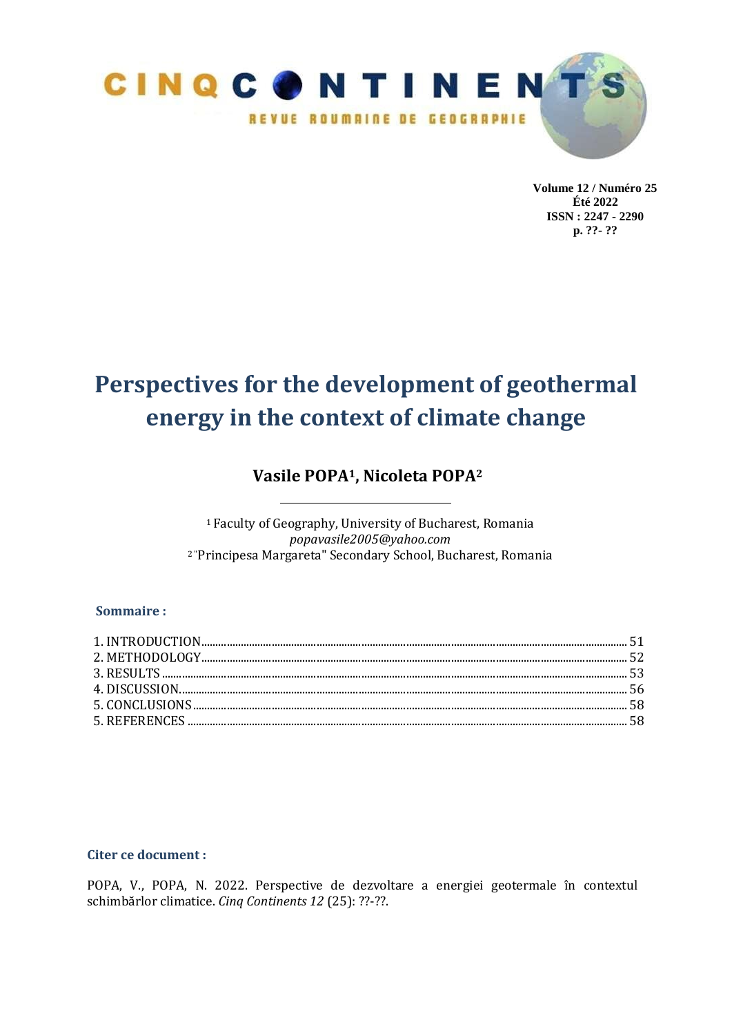CINQ CONTINENTS

REVUE ROUMAINE DE GEOGRAPHIE

**Volume 12 / Numéro 25**
**Été 2022**
**ISSN : 2247 - 2290**
**p. ??- ??**

# Perspectives for the development of geothermal energy in the context of climate change

## Vasile POPA[1], Nicoleta POPA[2]

[1] Faculty of Geography, University of Bucharest, Romania
*popavasile2005@yahoo.com*
[2] "Principesa Margareta" Secondary School, Bucharest, Romania

### Sommaire :

1. INTRODUCTION ..... 51
2. METHODOLOGY ..... 52
3. RESULTS ..... 53
4. DISCUSSION ..... 56
5. CONCLUSIONS ..... 58
5. REFERENCES ..... 58

### Citer ce document :

POPA, V., POPA, N. 2022. Perspective de dezvoltare a energiei geotermale în contextul schimbărlor climatice. *Cinq Continents 12* (25): ??-??.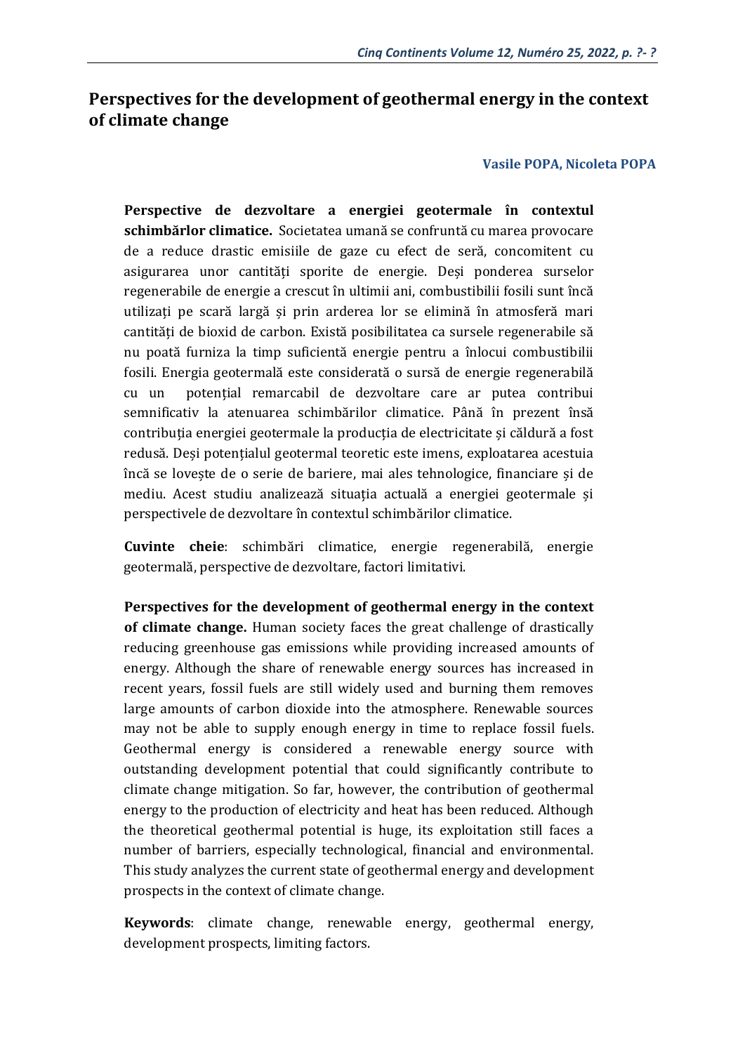# Perspectives for the development of geothermal energy in the context of climate change

**Vasile POPA, Nicoleta POPA**

**Perspective de dezvoltare a energiei geotermale în contextul schimbărlor climatice.** Societatea umană se confruntă cu marea provocare de a reduce drastic emisiile de gaze cu efect de seră, concomitent cu asigurarea unor cantități sporite de energie. Deși ponderea surselor regenerabile de energie a crescut în ultimii ani, combustibilii fosili sunt încă utilizați pe scară largă și prin arderea lor se elimină în atmosferă mari cantități de bioxid de carbon. Există posibilitatea ca sursele regenerabile să nu poată furniza la timp suficientă energie pentru a înlocui combustibilii fosili. Energia geotermală este considerată o sursă de energie regenerabilă cu un potențial remarcabil de dezvoltare care ar putea contribui semnificativ la atenuarea schimbărilor climatice. Până în prezent însă contribuția energiei geotermale la producția de electricitate și căldură a fost redusă. Deși potențialul geotermal teoretic este imens, exploatarea acestuia încă se lovește de o serie de bariere, mai ales tehnologice, financiare și de mediu. Acest studiu analizează situația actuală a energiei geotermale și perspectivele de dezvoltare în contextul schimbărilor climatice.

**Cuvinte cheie**: schimbări climatice, energie regenerabilă, energie geotermală, perspective de dezvoltare, factori limitativi.

**Perspectives for the development of geothermal energy in the context of climate change.** Human society faces the great challenge of drastically reducing greenhouse gas emissions while providing increased amounts of energy. Although the share of renewable energy sources has increased in recent years, fossil fuels are still widely used and burning them removes large amounts of carbon dioxide into the atmosphere. Renewable sources may not be able to supply enough energy in time to replace fossil fuels. Geothermal energy is considered a renewable energy source with outstanding development potential that could significantly contribute to climate change mitigation. So far, however, the contribution of geothermal energy to the production of electricity and heat has been reduced. Although the theoretical geothermal potential is huge, its exploitation still faces a number of barriers, especially technological, financial and environmental. This study analyzes the current state of geothermal energy and development prospects in the context of climate change.

**Keywords**: climate change, renewable energy, geothermal energy, development prospects, limiting factors.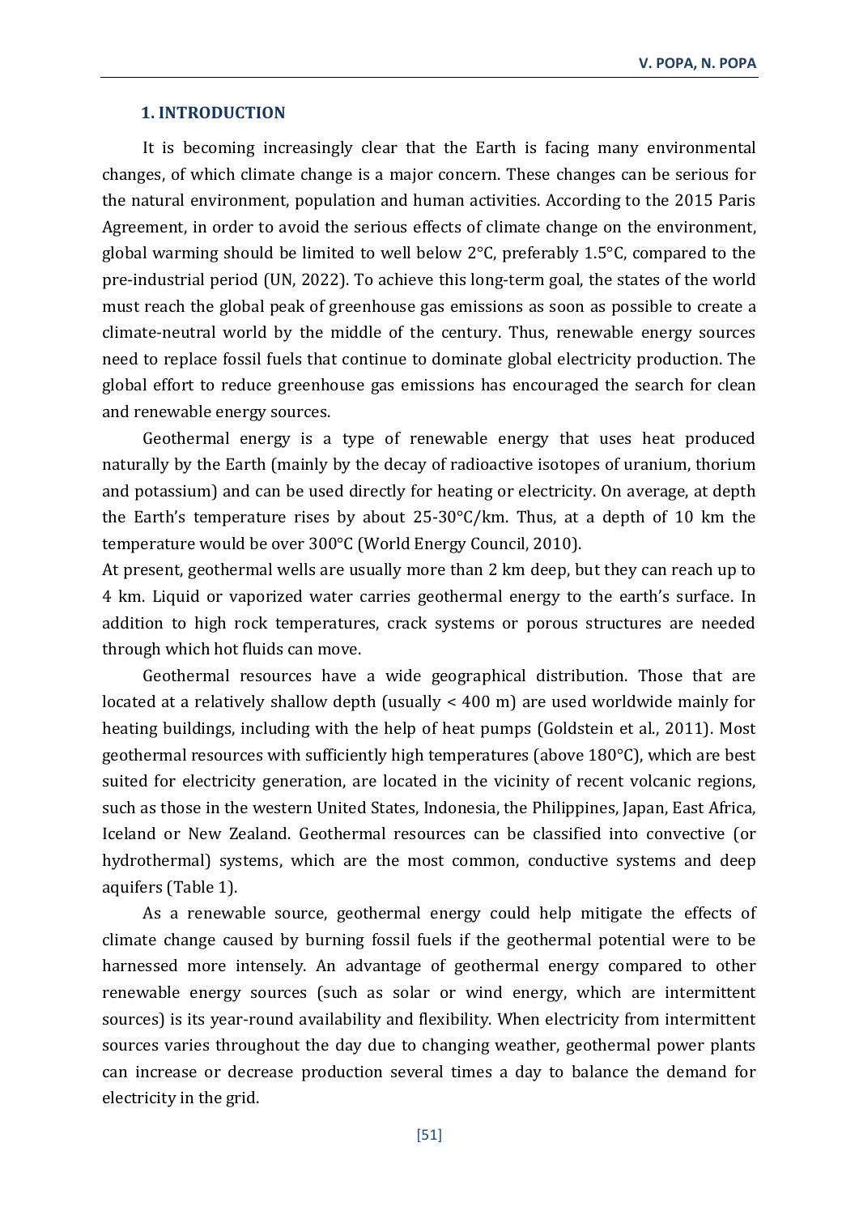## 1. INTRODUCTION

It is becoming increasingly clear that the Earth is facing many environmental changes, of which climate change is a major concern. These changes can be serious for the natural environment, population and human activities. According to the 2015 Paris Agreement, in order to avoid the serious effects of climate change on the environment, global warming should be limited to well below 2°C, preferably 1.5°C, compared to the pre-industrial period (UN, 2022). To achieve this long-term goal, the states of the world must reach the global peak of greenhouse gas emissions as soon as possible to create a climate-neutral world by the middle of the century. Thus, renewable energy sources need to replace fossil fuels that continue to dominate global electricity production. The global effort to reduce greenhouse gas emissions has encouraged the search for clean and renewable energy sources.

Geothermal energy is a type of renewable energy that uses heat produced naturally by the Earth (mainly by the decay of radioactive isotopes of uranium, thorium and potassium) and can be used directly for heating or electricity. On average, at depth the Earth's temperature rises by about 25-30°C/km. Thus, at a depth of 10 km the temperature would be over 300°C (World Energy Council, 2010).

At present, geothermal wells are usually more than 2 km deep, but they can reach up to 4 km. Liquid or vaporized water carries geothermal energy to the earth's surface. In addition to high rock temperatures, crack systems or porous structures are needed through which hot fluids can move.

Geothermal resources have a wide geographical distribution. Those that are located at a relatively shallow depth (usually < 400 m) are used worldwide mainly for heating buildings, including with the help of heat pumps (Goldstein et al., 2011). Most geothermal resources with sufficiently high temperatures (above 180°C), which are best suited for electricity generation, are located in the vicinity of recent volcanic regions, such as those in the western United States, Indonesia, the Philippines, Japan, East Africa, Iceland or New Zealand. Geothermal resources can be classified into convective (or hydrothermal) systems, which are the most common, conductive systems and deep aquifers (Table 1).

As a renewable source, geothermal energy could help mitigate the effects of climate change caused by burning fossil fuels if the geothermal potential were to be harnessed more intensely. An advantage of geothermal energy compared to other renewable energy sources (such as solar or wind energy, which are intermittent sources) is its year-round availability and flexibility. When electricity from intermittent sources varies throughout the day due to changing weather, geothermal power plants can increase or decrease production several times a day to balance the demand for electricity in the grid.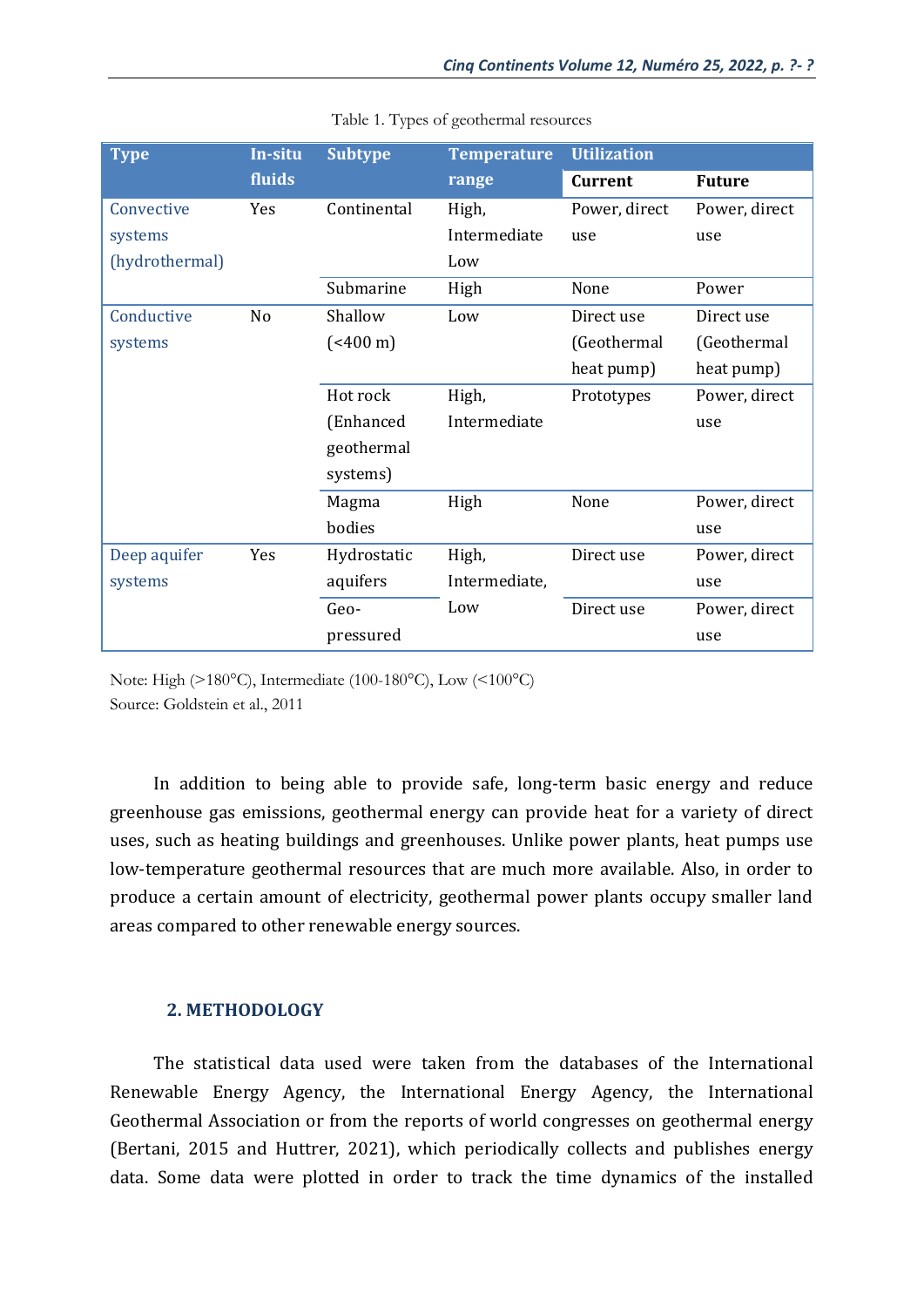Table 1. Types of geothermal resources

| Type | In-situ fluids | Subtype | Temperature range | Utilization | |
|---|---|---|---|---|---|
| | | | | **Current** | **Future** |
| Convective systems (hydrothermal) | Yes | Continental | High, Intermediate Low | Power, direct use | Power, direct use |
| | | Submarine | High | None | Power |
| Conductive systems | No | Shallow (<400 m) | Low | Direct use (Geothermal heat pump) | Direct use (Geothermal heat pump) |
| | | Hot rock (Enhanced geothermal systems) | High, Intermediate | Prototypes | Power, direct use |
| | | Magma bodies | High | None | Power, direct use |
| Deep aquifer systems | Yes | Hydrostatic aquifers | High, Intermediate, Low | Direct use | Power, direct use |
| | | Geo-pressured | | Direct use | Power, direct use |

Note: High (>180°C), Intermediate (100-180°C), Low (<100°C)
Source: Goldstein et al., 2011

In addition to being able to provide safe, long-term basic energy and reduce greenhouse gas emissions, geothermal energy can provide heat for a variety of direct uses, such as heating buildings and greenhouses. Unlike power plants, heat pumps use low-temperature geothermal resources that are much more available. Also, in order to produce a certain amount of electricity, geothermal power plants occupy smaller land areas compared to other renewable energy sources.

## 2. METHODOLOGY

The statistical data used were taken from the databases of the International Renewable Energy Agency, the International Energy Agency, the International Geothermal Association or from the reports of world congresses on geothermal energy (Bertani, 2015 and Huttrer, 2021), which periodically collects and publishes energy data. Some data were plotted in order to track the time dynamics of the installed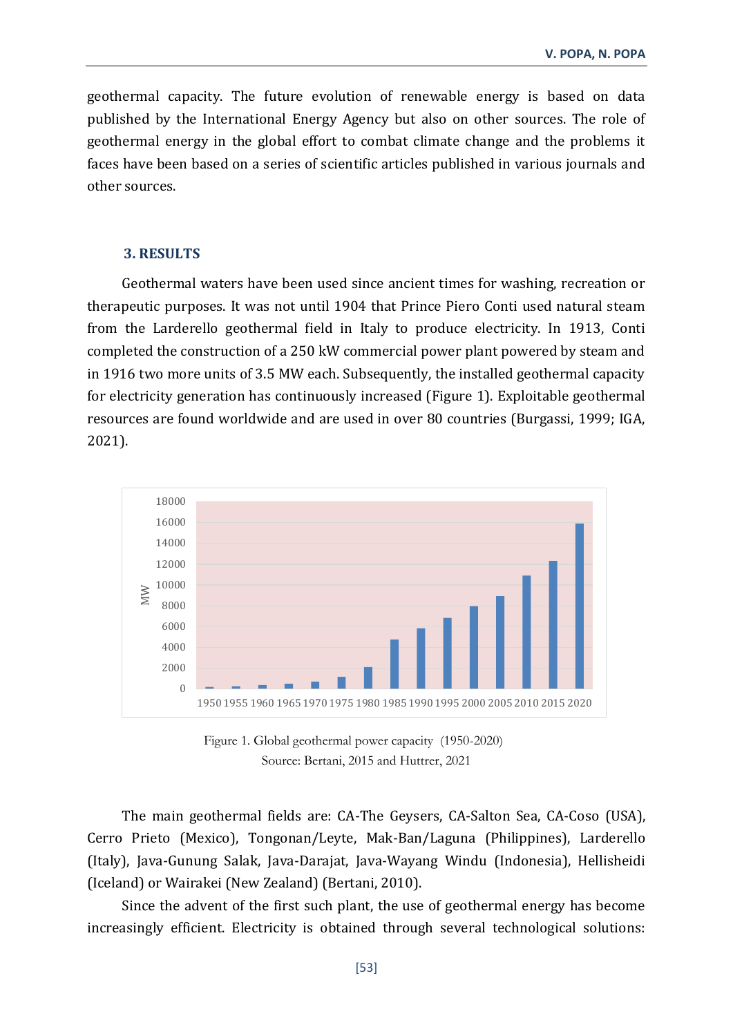geothermal capacity. The future evolution of renewable energy is based on data published by the International Energy Agency but also on other sources. The role of geothermal energy in the global effort to combat climate change and the problems it faces have been based on a series of scientific articles published in various journals and other sources.

## 3. RESULTS

Geothermal waters have been used since ancient times for washing, recreation or therapeutic purposes. It was not until 1904 that Prince Piero Conti used natural steam from the Larderello geothermal field in Italy to produce electricity. In 1913, Conti completed the construction of a 250 kW commercial power plant powered by steam and in 1916 two more units of 3.5 MW each. Subsequently, the installed geothermal capacity for electricity generation has continuously increased (Figure 1). Exploitable geothermal resources are found worldwide and are used in over 80 countries (Burgassi, 1999; IGA, 2021).

Figure 1. Global geothermal power capacity (1950-2020)
Source: Bertani, 2015 and Huttrer, 2021

The main geothermal fields are: CA-The Geysers, CA-Salton Sea, CA-Coso (USA), Cerro Prieto (Mexico), Tongonan/Leyte, Mak-Ban/Laguna (Philippines), Larderello (Italy), Java-Gunung Salak, Java-Darajat, Java-Wayang Windu (Indonesia), Hellisheidi (Iceland) or Wairakei (New Zealand) (Bertani, 2010).

Since the advent of the first such plant, the use of geothermal energy has become increasingly efficient. Electricity is obtained through several technological solutions: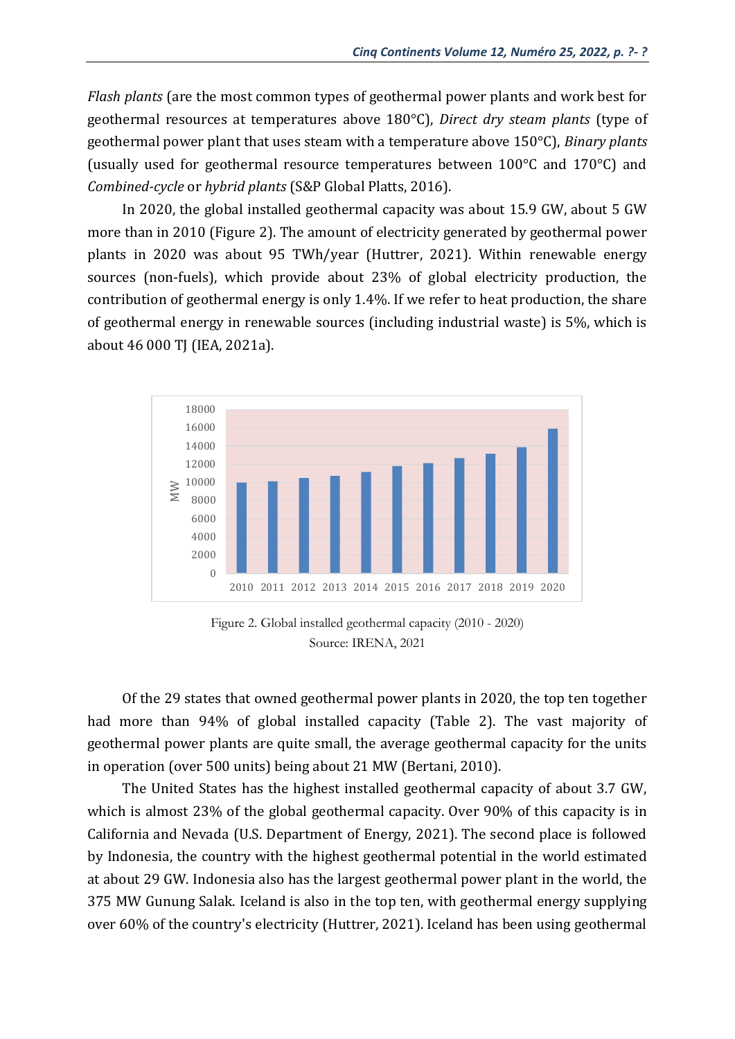*Flash plants* (are the most common types of geothermal power plants and work best for geothermal resources at temperatures above 180°C), *Direct dry steam plants* (type of geothermal power plant that uses steam with a temperature above 150°C), *Binary plants* (usually used for geothermal resource temperatures between 100°C and 170°C) and *Combined-cycle* or *hybrid plants* (S&P Global Platts, 2016).

In 2020, the global installed geothermal capacity was about 15.9 GW, about 5 GW more than in 2010 (Figure 2). The amount of electricity generated by geothermal power plants in 2020 was about 95 TWh/year (Huttrer, 2021). Within renewable energy sources (non-fuels), which provide about 23% of global electricity production, the contribution of geothermal energy is only 1.4%. If we refer to heat production, the share of geothermal energy in renewable sources (including industrial waste) is 5%, which is about 46 000 TJ (IEA, 2021a).

Figure 2. Global installed geothermal capacity (2010 - 2020)
Source: IRENA, 2021

Of the 29 states that owned geothermal power plants in 2020, the top ten together had more than 94% of global installed capacity (Table 2). The vast majority of geothermal power plants are quite small, the average geothermal capacity for the units in operation (over 500 units) being about 21 MW (Bertani, 2010).

The United States has the highest installed geothermal capacity of about 3.7 GW, which is almost 23% of the global geothermal capacity. Over 90% of this capacity is in California and Nevada (U.S. Department of Energy, 2021). The second place is followed by Indonesia, the country with the highest geothermal potential in the world estimated at about 29 GW. Indonesia also has the largest geothermal power plant in the world, the 375 MW Gunung Salak. Iceland is also in the top ten, with geothermal energy supplying over 60% of the country's electricity (Huttrer, 2021). Iceland has been using geothermal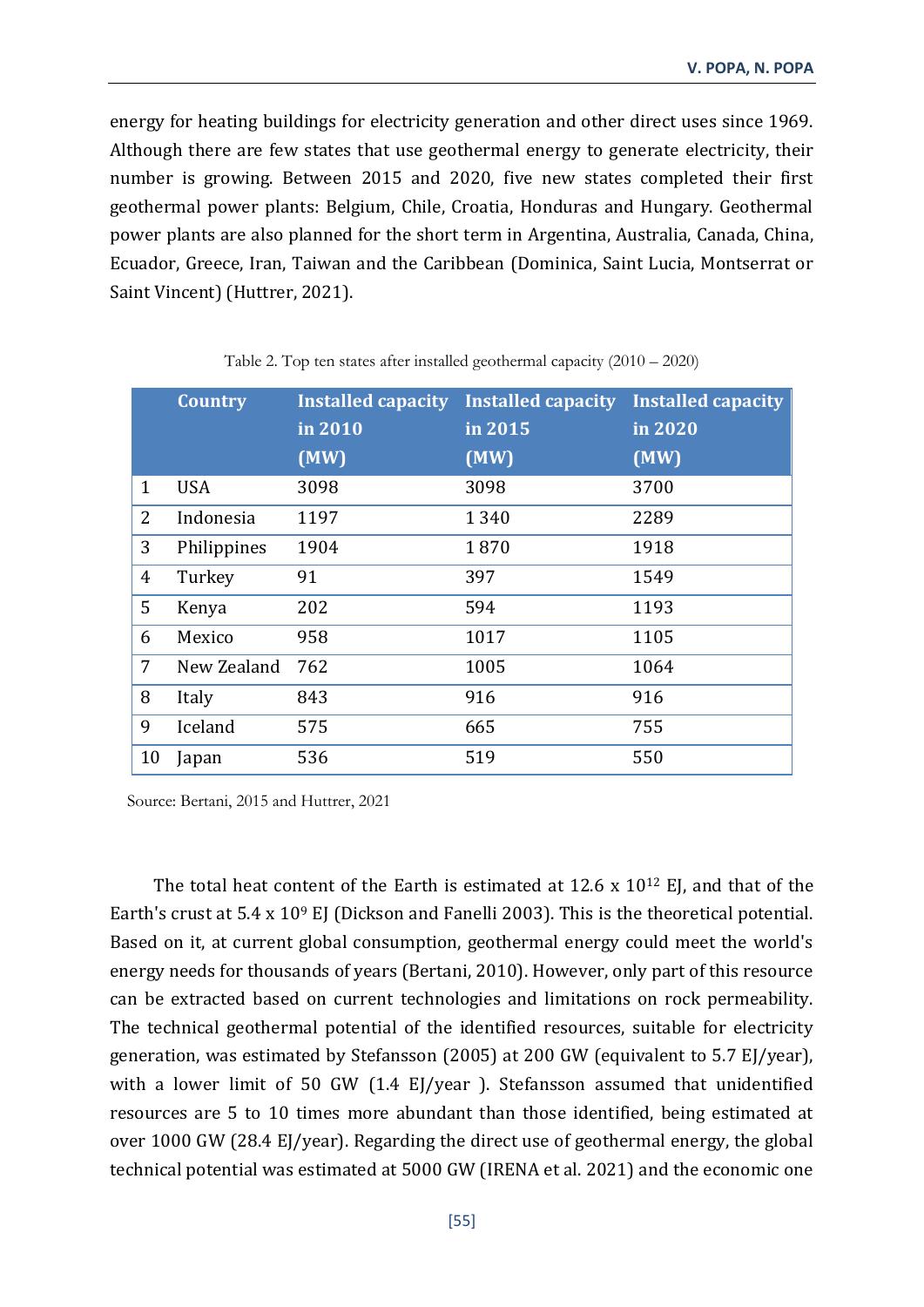energy for heating buildings for electricity generation and other direct uses since 1969. Although there are few states that use geothermal energy to generate electricity, their number is growing. Between 2015 and 2020, five new states completed their first geothermal power plants: Belgium, Chile, Croatia, Honduras and Hungary. Geothermal power plants are also planned for the short term in Argentina, Australia, Canada, China, Ecuador, Greece, Iran, Taiwan and the Caribbean (Dominica, Saint Lucia, Montserrat or Saint Vincent) (Huttrer, 2021).

Table 2. Top ten states after installed geothermal capacity (2010 – 2020)

| | Country | Installed capacity in 2010 (MW) | Installed capacity in 2015 (MW) | Installed capacity in 2020 (MW) |
|---|---|---|---|---|
| 1 | USA | 3098 | 3098 | 3700 |
| 2 | Indonesia | 1197 | 1 340 | 2289 |
| 3 | Philippines | 1904 | 1 870 | 1918 |
| 4 | Turkey | 91 | 397 | 1549 |
| 5 | Kenya | 202 | 594 | 1193 |
| 6 | Mexico | 958 | 1017 | 1105 |
| 7 | New Zealand | 762 | 1005 | 1064 |
| 8 | Italy | 843 | 916 | 916 |
| 9 | Iceland | 575 | 665 | 755 |
| 10 | Japan | 536 | 519 | 550 |

Source: Bertani, 2015 and Huttrer, 2021

The total heat content of the Earth is estimated at 12.6 x $10^{12}$ EJ, and that of the Earth's crust at 5.4 x $10^{9}$ EJ (Dickson and Fanelli 2003). This is the theoretical potential. Based on it, at current global consumption, geothermal energy could meet the world's energy needs for thousands of years (Bertani, 2010). However, only part of this resource can be extracted based on current technologies and limitations on rock permeability. The technical geothermal potential of the identified resources, suitable for electricity generation, was estimated by Stefansson (2005) at 200 GW (equivalent to 5.7 EJ/year), with a lower limit of 50 GW (1.4 EJ/year ). Stefansson assumed that unidentified resources are 5 to 10 times more abundant than those identified, being estimated at over 1000 GW (28.4 EJ/year). Regarding the direct use of geothermal energy, the global technical potential was estimated at 5000 GW (IRENA et al. 2021) and the economic one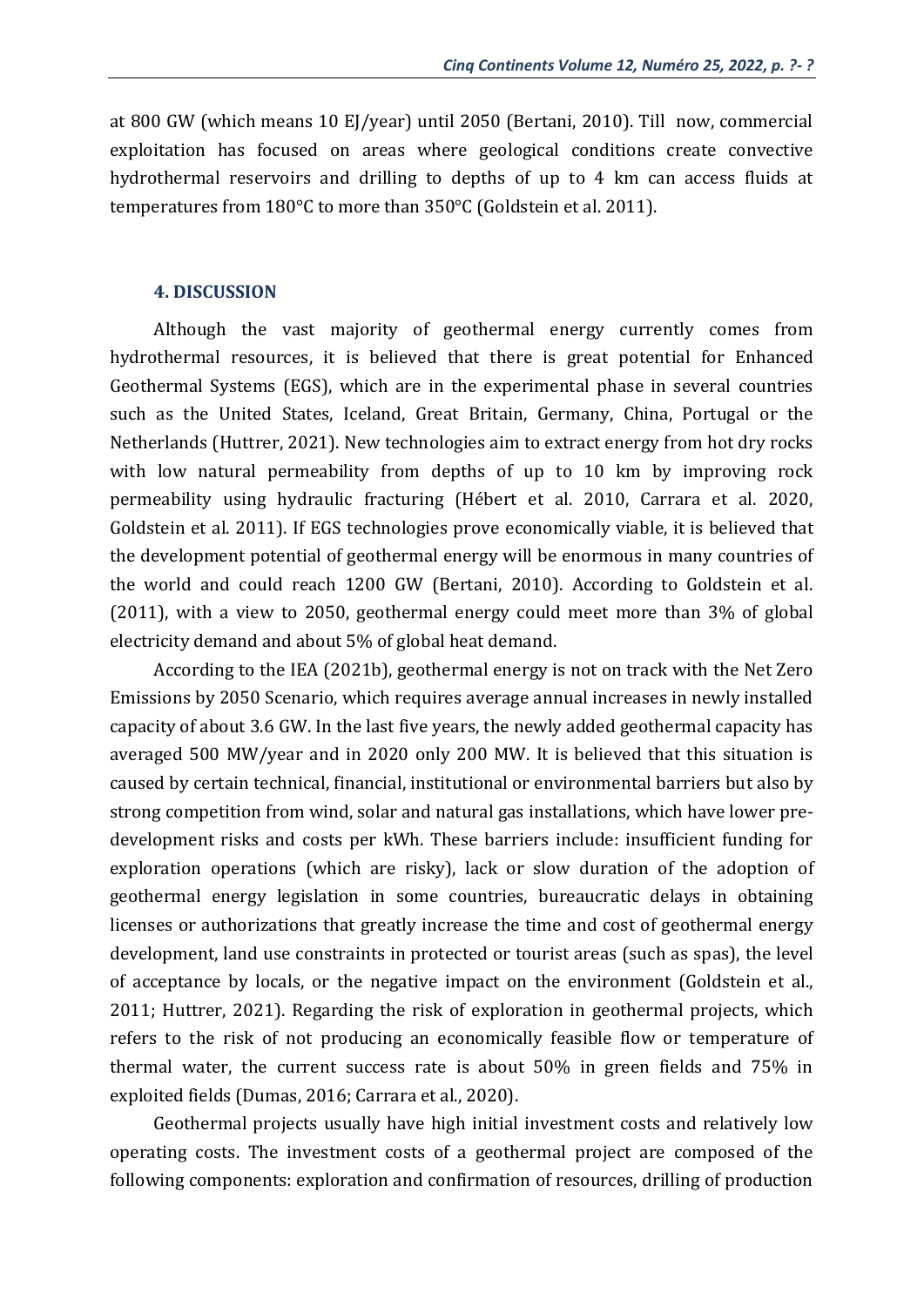at 800 GW (which means 10 EJ/year) until 2050 (Bertani, 2010). Till now, commercial exploitation has focused on areas where geological conditions create convective hydrothermal reservoirs and drilling to depths of up to 4 km can access fluids at temperatures from 180°C to more than 350°C (Goldstein et al. 2011).

### 4. DISCUSSION

Although the vast majority of geothermal energy currently comes from hydrothermal resources, it is believed that there is great potential for Enhanced Geothermal Systems (EGS), which are in the experimental phase in several countries such as the United States, Iceland, Great Britain, Germany, China, Portugal or the Netherlands (Huttrer, 2021). New technologies aim to extract energy from hot dry rocks with low natural permeability from depths of up to 10 km by improving rock permeability using hydraulic fracturing (Hébert et al. 2010, Carrara et al. 2020, Goldstein et al. 2011). If EGS technologies prove economically viable, it is believed that the development potential of geothermal energy will be enormous in many countries of the world and could reach 1200 GW (Bertani, 2010). According to Goldstein et al. (2011), with a view to 2050, geothermal energy could meet more than 3% of global electricity demand and about 5% of global heat demand.

According to the IEA (2021b), geothermal energy is not on track with the Net Zero Emissions by 2050 Scenario, which requires average annual increases in newly installed capacity of about 3.6 GW. In the last five years, the newly added geothermal capacity has averaged 500 MW/year and in 2020 only 200 MW. It is believed that this situation is caused by certain technical, financial, institutional or environmental barriers but also by strong competition from wind, solar and natural gas installations, which have lower pre-development risks and costs per kWh. These barriers include: insufficient funding for exploration operations (which are risky), lack or slow duration of the adoption of geothermal energy legislation in some countries, bureaucratic delays in obtaining licenses or authorizations that greatly increase the time and cost of geothermal energy development, land use constraints in protected or tourist areas (such as spas), the level of acceptance by locals, or the negative impact on the environment (Goldstein et al., 2011; Huttrer, 2021). Regarding the risk of exploration in geothermal projects, which refers to the risk of not producing an economically feasible flow or temperature of thermal water, the current success rate is about 50% in green fields and 75% in exploited fields (Dumas, 2016; Carrara et al., 2020).

Geothermal projects usually have high initial investment costs and relatively low operating costs. The investment costs of a geothermal project are composed of the following components: exploration and confirmation of resources, drilling of production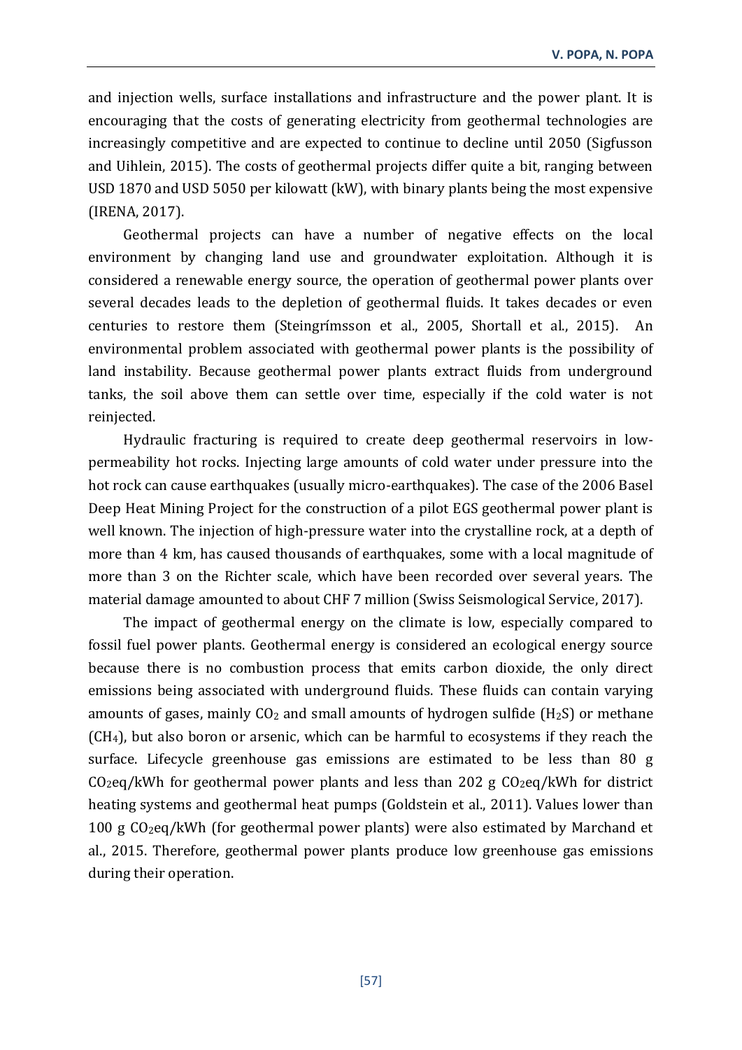and injection wells, surface installations and infrastructure and the power plant. It is encouraging that the costs of generating electricity from geothermal technologies are increasingly competitive and are expected to continue to decline until 2050 (Sigfusson and Uihlein, 2015). The costs of geothermal projects differ quite a bit, ranging between USD 1870 and USD 5050 per kilowatt (kW), with binary plants being the most expensive (IRENA, 2017).

Geothermal projects can have a number of negative effects on the local environment by changing land use and groundwater exploitation. Although it is considered a renewable energy source, the operation of geothermal power plants over several decades leads to the depletion of geothermal fluids. It takes decades or even centuries to restore them (Steingrímsson et al., 2005, Shortall et al., 2015). An environmental problem associated with geothermal power plants is the possibility of land instability. Because geothermal power plants extract fluids from underground tanks, the soil above them can settle over time, especially if the cold water is not reinjected.

Hydraulic fracturing is required to create deep geothermal reservoirs in low-permeability hot rocks. Injecting large amounts of cold water under pressure into the hot rock can cause earthquakes (usually micro-earthquakes). The case of the 2006 Basel Deep Heat Mining Project for the construction of a pilot EGS geothermal power plant is well known. The injection of high-pressure water into the crystalline rock, at a depth of more than 4 km, has caused thousands of earthquakes, some with a local magnitude of more than 3 on the Richter scale, which have been recorded over several years. The material damage amounted to about CHF 7 million (Swiss Seismological Service, 2017).

The impact of geothermal energy on the climate is low, especially compared to fossil fuel power plants. Geothermal energy is considered an ecological energy source because there is no combustion process that emits carbon dioxide, the only direct emissions being associated with underground fluids. These fluids can contain varying amounts of gases, mainly $CO_2$ and small amounts of hydrogen sulfide ($H_2S$) or methane ($CH_4$), but also boron or arsenic, which can be harmful to ecosystems if they reach the surface. Lifecycle greenhouse gas emissions are estimated to be less than 80 g $CO_2$eq/kWh for geothermal power plants and less than 202 g $CO_2$eq/kWh for district heating systems and geothermal heat pumps (Goldstein et al., 2011). Values lower than 100 g $CO_2$eq/kWh (for geothermal power plants) were also estimated by Marchand et al., 2015. Therefore, geothermal power plants produce low greenhouse gas emissions during their operation.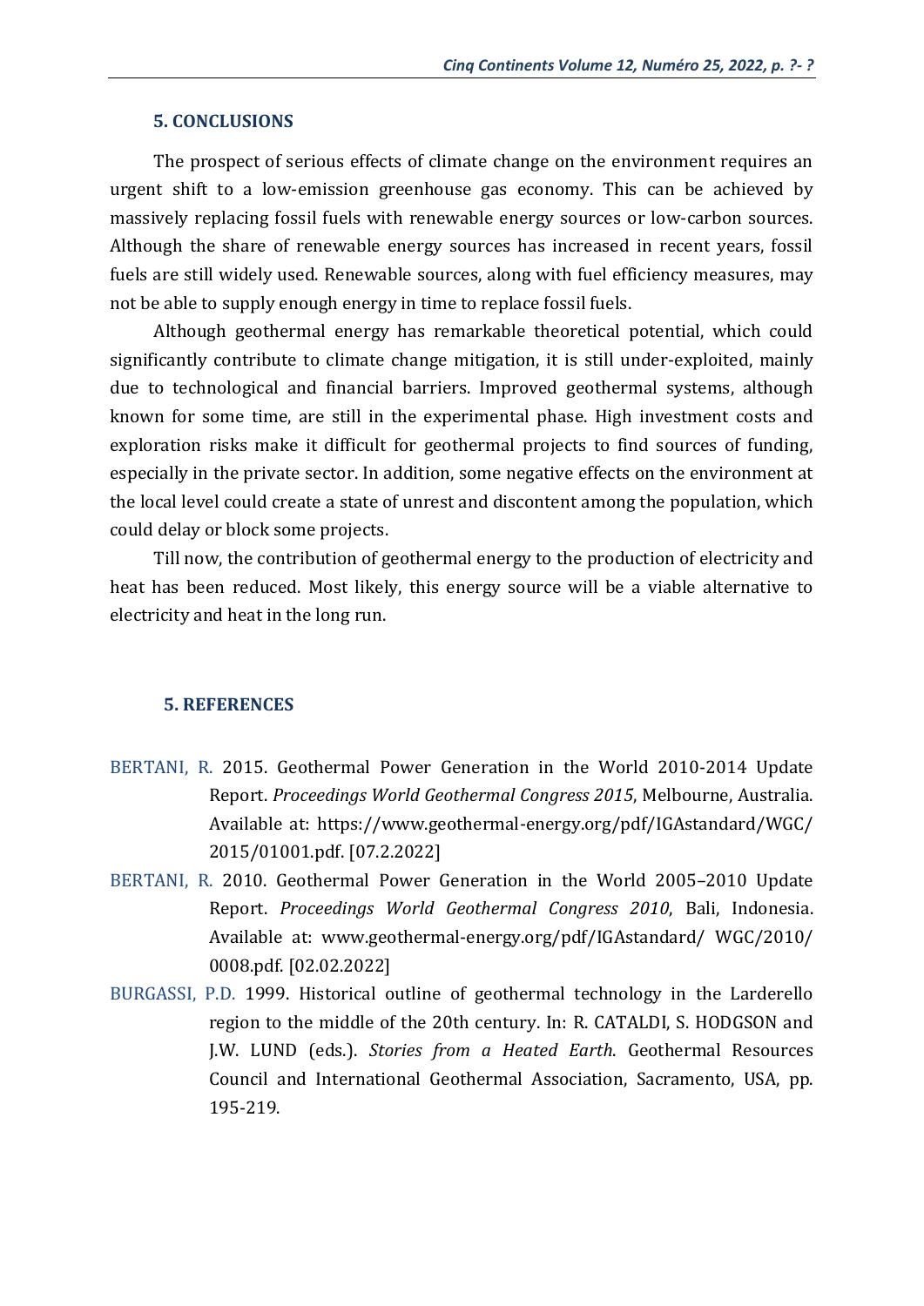## 5. CONCLUSIONS

The prospect of serious effects of climate change on the environment requires an urgent shift to a low-emission greenhouse gas economy. This can be achieved by massively replacing fossil fuels with renewable energy sources or low-carbon sources. Although the share of renewable energy sources has increased in recent years, fossil fuels are still widely used. Renewable sources, along with fuel efficiency measures, may not be able to supply enough energy in time to replace fossil fuels.

Although geothermal energy has remarkable theoretical potential, which could significantly contribute to climate change mitigation, it is still under-exploited, mainly due to technological and financial barriers. Improved geothermal systems, although known for some time, are still in the experimental phase. High investment costs and exploration risks make it difficult for geothermal projects to find sources of funding, especially in the private sector. In addition, some negative effects on the environment at the local level could create a state of unrest and discontent among the population, which could delay or block some projects.

Till now, the contribution of geothermal energy to the production of electricity and heat has been reduced. Most likely, this energy source will be a viable alternative to electricity and heat in the long run.

## 5. REFERENCES

BERTANI, R. 2015. Geothermal Power Generation in the World 2010-2014 Update Report. *Proceedings World Geothermal Congress 2015*, Melbourne, Australia. Available at: https://www.geothermal-energy.org/pdf/IGAstandard/WGC/2015/01001.pdf. [07.2.2022]

BERTANI, R. 2010. Geothermal Power Generation in the World 2005–2010 Update Report. *Proceedings World Geothermal Congress 2010*, Bali, Indonesia. Available at: www.geothermal-energy.org/pdf/IGAstandard/ WGC/2010/ 0008.pdf. [02.02.2022]

BURGASSI, P.D. 1999. Historical outline of geothermal technology in the Larderello region to the middle of the 20th century. In: R. CATALDI, S. HODGSON and J.W. LUND (eds.). *Stories from a Heated Earth*. Geothermal Resources Council and International Geothermal Association, Sacramento, USA, pp. 195-219.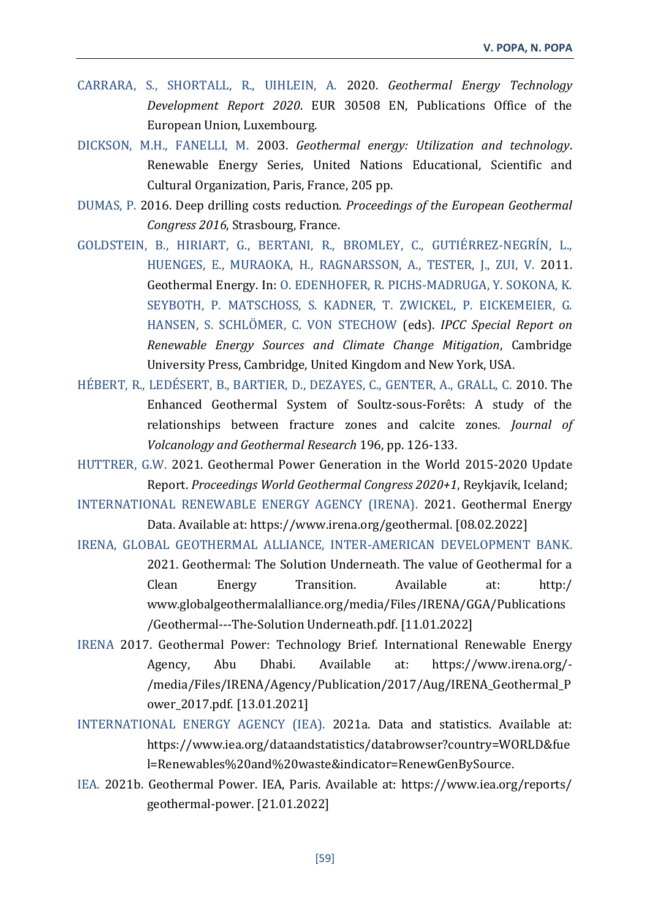CARRARA, S., SHORTALL, R., UIHLEIN, A. 2020. *Geothermal Energy Technology Development Report 2020*. EUR 30508 EN, Publications Office of the European Union, Luxembourg.

DICKSON, M.H., FANELLI, M. 2003. *Geothermal energy: Utilization and technology*. Renewable Energy Series, United Nations Educational, Scientific and Cultural Organization, Paris, France, 205 pp.

DUMAS, P. 2016. Deep drilling costs reduction. *Proceedings of the European Geothermal Congress 2016*, Strasbourg, France.

GOLDSTEIN, B., HIRIART, G., BERTANI, R., BROMLEY, C., GUTIÉRREZ-NEGRÍN, L., HUENGES, E., MURAOKA, H., RAGNARSSON, A., TESTER, J., ZUI, V. 2011. Geothermal Energy. In: O. EDENHOFER, R. PICHS-MADRUGA, Y. SOKONA, K. SEYBOTH, P. MATSCHOSS, S. KADNER, T. ZWICKEL, P. EICKEMEIER, G. HANSEN, S. SCHLÖMER, C. VON STECHOW (eds). *IPCC Special Report on Renewable Energy Sources and Climate Change Mitigation*, Cambridge University Press, Cambridge, United Kingdom and New York, USA.

HÉBERT, R., LEDÉSERT, B., BARTIER, D., DEZAYES, C., GENTER, A., GRALL, C. 2010. The Enhanced Geothermal System of Soultz-sous-Forêts: A study of the relationships between fracture zones and calcite zones. *Journal of Volcanology and Geothermal Research* 196, pp. 126-133.

HUTTRER, G.W. 2021. Geothermal Power Generation in the World 2015-2020 Update Report. *Proceedings World Geothermal Congress 2020+1*, Reykjavik, Iceland;

INTERNATIONAL RENEWABLE ENERGY AGENCY (IRENA). 2021. Geothermal Energy Data. Available at: https://www.irena.org/geothermal. [08.02.2022]

IRENA, GLOBAL GEOTHERMAL ALLIANCE, INTER-AMERICAN DEVELOPMENT BANK. 2021. Geothermal: The Solution Underneath. The value of Geothermal for a Clean Energy Transition. Available at: http:/ www.globalgeothermalalliance.org/media/Files/IRENA/GGA/Publications /Geothermal---The-Solution Underneath.pdf. [11.01.2022]

IRENA 2017. Geothermal Power: Technology Brief. International Renewable Energy Agency, Abu Dhabi. Available at: https://www.irena.org/-/media/Files/IRENA/Agency/Publication/2017/Aug/IRENA_Geothermal_Power_2017.pdf. [13.01.2021]

INTERNATIONAL ENERGY AGENCY (IEA). 2021a. Data and statistics. Available at: https://www.iea.org/dataandstatistics/databrowser?country=WORLD&fuel=Renewables%20and%20waste&indicator=RenewGenBySource.

IEA. 2021b. Geothermal Power. IEA, Paris. Available at: https://www.iea.org/reports/geothermal-power. [21.01.2022]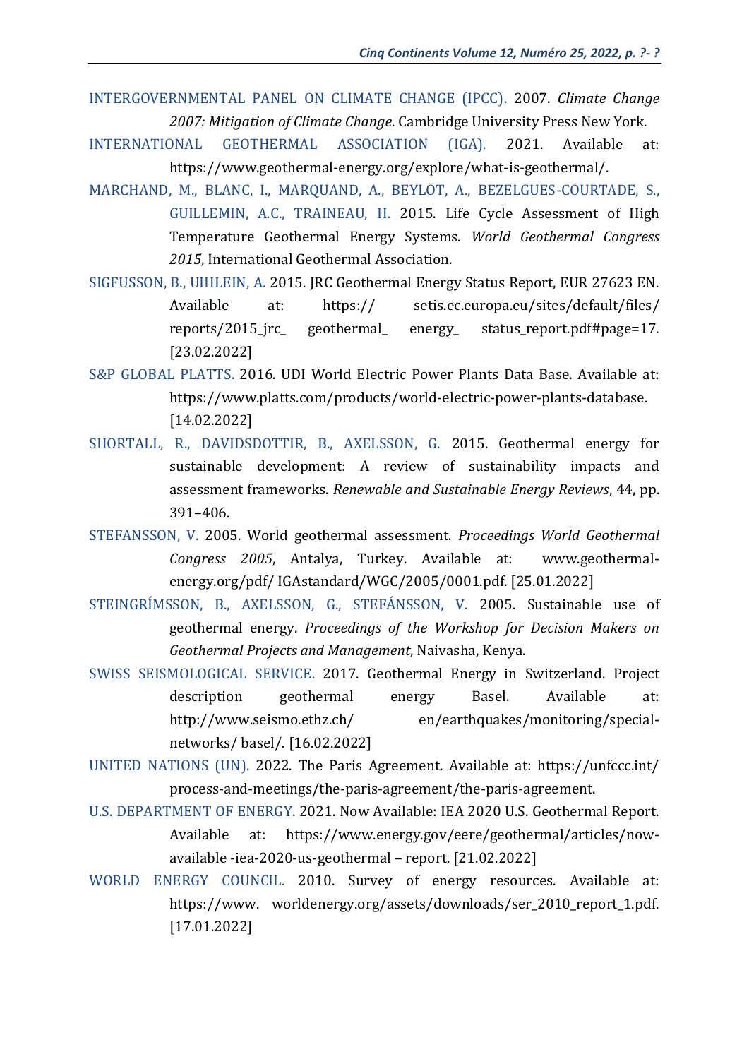INTERGOVERNMENTAL PANEL ON CLIMATE CHANGE (IPCC). 2007. *Climate Change 2007: Mitigation of Climate Change*. Cambridge University Press New York.

INTERNATIONAL GEOTHERMAL ASSOCIATION (IGA). 2021. Available at: https://www.geothermal-energy.org/explore/what-is-geothermal/.

MARCHAND, M., BLANC, I., MARQUAND, A., BEYLOT, A., BEZELGUES-COURTADE, S., GUILLEMIN, A.C., TRAINEAU, H. 2015. Life Cycle Assessment of High Temperature Geothermal Energy Systems. *World Geothermal Congress 2015*, International Geothermal Association.

SIGFUSSON, B., UIHLEIN, A. 2015. JRC Geothermal Energy Status Report, EUR 27623 EN. Available at: https:// setis.ec.europa.eu/sites/default/files/ reports/2015_jrc_ geothermal_ energy_ status_report.pdf#page=17. [23.02.2022]

S&P GLOBAL PLATTS. 2016. UDI World Electric Power Plants Data Base. Available at: https://www.platts.com/products/world-electric-power-plants-database. [14.02.2022]

SHORTALL, R., DAVIDSDOTTIR, B., AXELSSON, G. 2015. Geothermal energy for sustainable development: A review of sustainability impacts and assessment frameworks. *Renewable and Sustainable Energy Reviews*, 44, pp. 391–406.

STEFANSSON, V. 2005. World geothermal assessment. *Proceedings World Geothermal Congress 2005*, Antalya, Turkey. Available at: www.geothermal-energy.org/pdf/ IGAstandard/WGC/2005/0001.pdf. [25.01.2022]

STEINGRÍMSSON, B., AXELSSON, G., STEFÁNSSON, V. 2005. Sustainable use of geothermal energy. *Proceedings of the Workshop for Decision Makers on Geothermal Projects and Management*, Naivasha, Kenya.

SWISS SEISMOLOGICAL SERVICE. 2017. Geothermal Energy in Switzerland. Project description geothermal energy Basel. Available at: http://www.seismo.ethz.ch/ en/earthquakes/monitoring/special-networks/ basel/. [16.02.2022]

UNITED NATIONS (UN). 2022. The Paris Agreement. Available at: https://unfccc.int/ process-and-meetings/the-paris-agreement/the-paris-agreement.

U.S. DEPARTMENT OF ENERGY. 2021. Now Available: IEA 2020 U.S. Geothermal Report. Available at: https://www.energy.gov/eere/geothermal/articles/now-available -iea-2020-us-geothermal – report. [21.02.2022]

WORLD ENERGY COUNCIL. 2010. Survey of energy resources. Available at: https://www. worldenergy.org/assets/downloads/ser_2010_report_1.pdf. [17.01.2022]